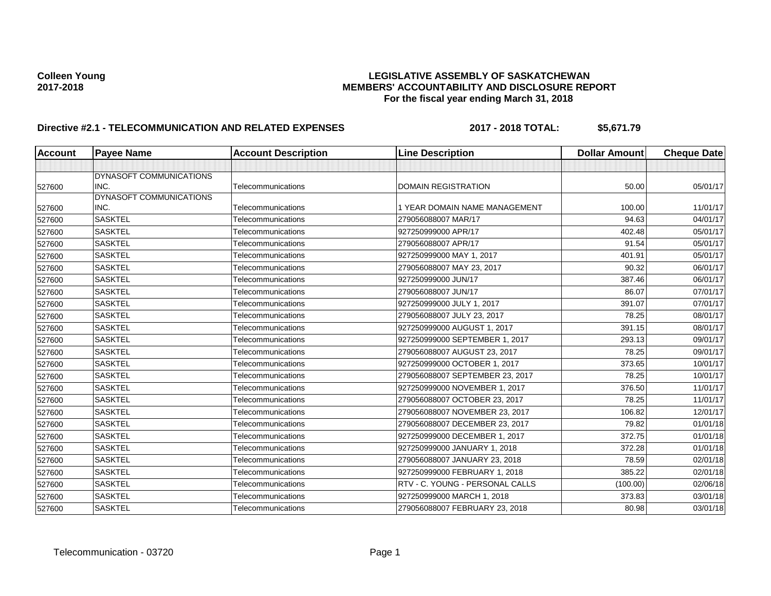**Colleen Young**
**2017-2018**

# LEGISLATIVE ASSEMBLY OF SASKATCHEWAN
## MEMBERS' ACCOUNTABILITY AND DISCLOSURE REPORT
### For the fiscal year ending March 31, 2018

**Directive #2.1 - TELECOMMUNICATION AND RELATED EXPENSES** **2017 - 2018 TOTAL: $5,671.79**

| Account | Payee Name | Account Description | Line Description | Dollar Amount | Cheque Date |
|---|---|---|---|---|---|
| | | | | | |
| 527600 | DYNASOFT COMMUNICATIONS INC. | Telecommunications | DOMAIN REGISTRATION | 50.00 | 05/01/17 |
| 527600 | DYNASOFT COMMUNICATIONS INC. | Telecommunications | 1 YEAR DOMAIN NAME MANAGEMENT | 100.00 | 11/01/17 |
| 527600 | SASKTEL | Telecommunications | 279056088007 MAR/17 | 94.63 | 04/01/17 |
| 527600 | SASKTEL | Telecommunications | 927250999000 APR/17 | 402.48 | 05/01/17 |
| 527600 | SASKTEL | Telecommunications | 279056088007 APR/17 | 91.54 | 05/01/17 |
| 527600 | SASKTEL | Telecommunications | 927250999000 MAY 1, 2017 | 401.91 | 05/01/17 |
| 527600 | SASKTEL | Telecommunications | 279056088007 MAY 23, 2017 | 90.32 | 06/01/17 |
| 527600 | SASKTEL | Telecommunications | 927250999000 JUN/17 | 387.46 | 06/01/17 |
| 527600 | SASKTEL | Telecommunications | 279056088007 JUN/17 | 86.07 | 07/01/17 |
| 527600 | SASKTEL | Telecommunications | 927250999000 JULY 1, 2017 | 391.07 | 07/01/17 |
| 527600 | SASKTEL | Telecommunications | 279056088007 JULY 23, 2017 | 78.25 | 08/01/17 |
| 527600 | SASKTEL | Telecommunications | 927250999000 AUGUST 1, 2017 | 391.15 | 08/01/17 |
| 527600 | SASKTEL | Telecommunications | 927250999000 SEPTEMBER 1, 2017 | 293.13 | 09/01/17 |
| 527600 | SASKTEL | Telecommunications | 279056088007 AUGUST 23, 2017 | 78.25 | 09/01/17 |
| 527600 | SASKTEL | Telecommunications | 927250999000 OCTOBER 1, 2017 | 373.65 | 10/01/17 |
| 527600 | SASKTEL | Telecommunications | 279056088007 SEPTEMBER 23, 2017 | 78.25 | 10/01/17 |
| 527600 | SASKTEL | Telecommunications | 927250999000 NOVEMBER 1, 2017 | 376.50 | 11/01/17 |
| 527600 | SASKTEL | Telecommunications | 279056088007 OCTOBER 23, 2017 | 78.25 | 11/01/17 |
| 527600 | SASKTEL | Telecommunications | 279056088007 NOVEMBER 23, 2017 | 106.82 | 12/01/17 |
| 527600 | SASKTEL | Telecommunications | 279056088007 DECEMBER 23, 2017 | 79.82 | 01/01/18 |
| 527600 | SASKTEL | Telecommunications | 927250999000 DECEMBER 1, 2017 | 372.75 | 01/01/18 |
| 527600 | SASKTEL | Telecommunications | 927250999000 JANUARY 1, 2018 | 372.28 | 01/01/18 |
| 527600 | SASKTEL | Telecommunications | 279056088007 JANUARY 23, 2018 | 78.59 | 02/01/18 |
| 527600 | SASKTEL | Telecommunications | 927250999000 FEBRUARY 1, 2018 | 385.22 | 02/01/18 |
| 527600 | SASKTEL | Telecommunications | RTV - C. YOUNG - PERSONAL CALLS | (100.00) | 02/06/18 |
| 527600 | SASKTEL | Telecommunications | 927250999000 MARCH 1, 2018 | 373.83 | 03/01/18 |
| 527600 | SASKTEL | Telecommunications | 279056088007 FEBRUARY 23, 2018 | 80.98 | 03/01/18 |

Telecommunication - 03720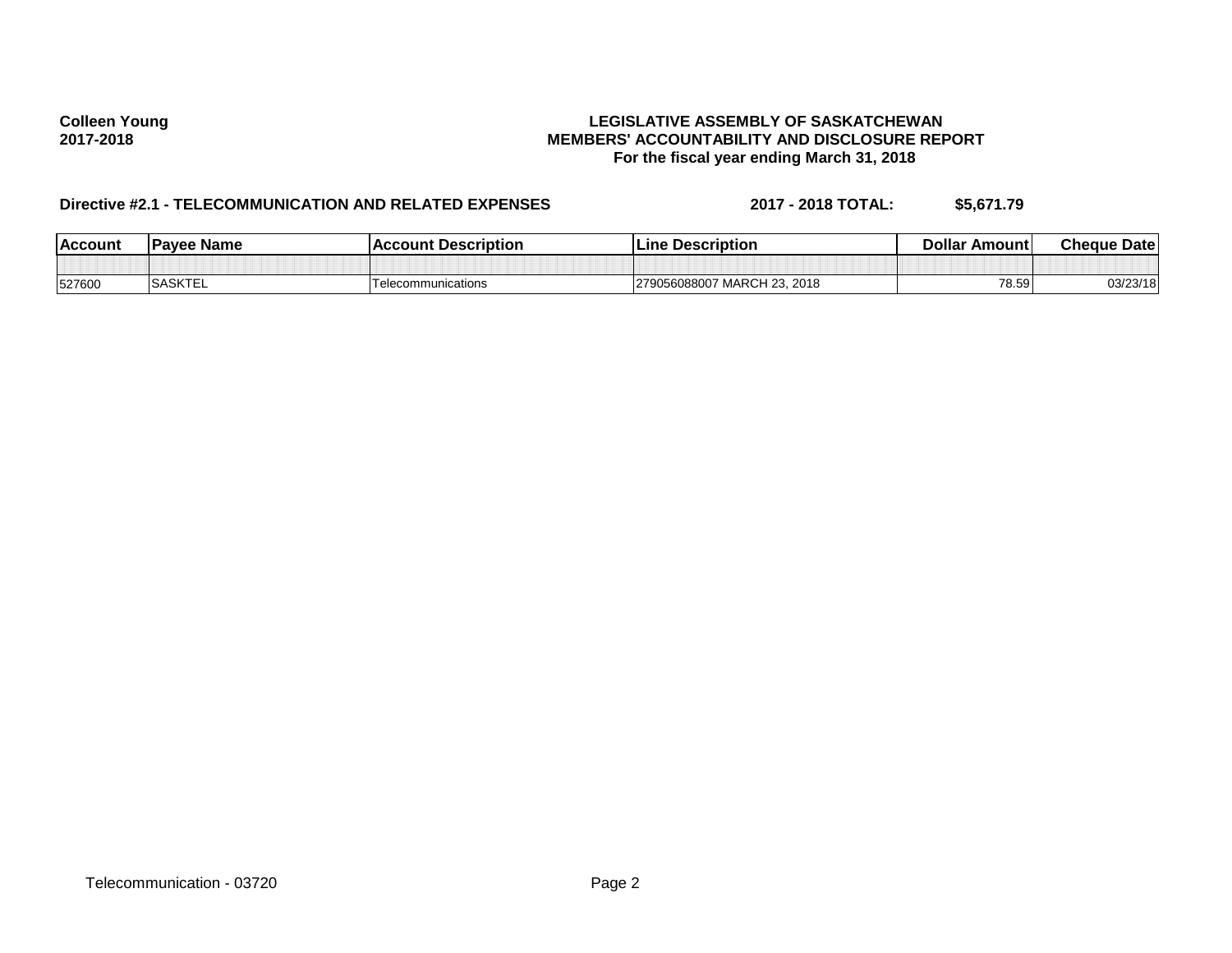**Colleen Young**
**2017-2018**

**LEGISLATIVE ASSEMBLY OF SASKATCHEWAN**
**MEMBERS' ACCOUNTABILITY AND DISCLOSURE REPORT**
**For the fiscal year ending March 31, 2018**

**Directive #2.1 - TELECOMMUNICATION AND RELATED EXPENSES** **2017 - 2018 TOTAL: $5,671.79**

| Account | Payee Name | Account Description | Line Description | Dollar Amount | Cheque Date |
|---|---|---|---|---|---|
| | | | | | |
| 527600 | SASKTEL | Telecommunications | 279056088007 MARCH 23, 2018 | 78.59 | 03/23/18 |

Telecommunication - 03720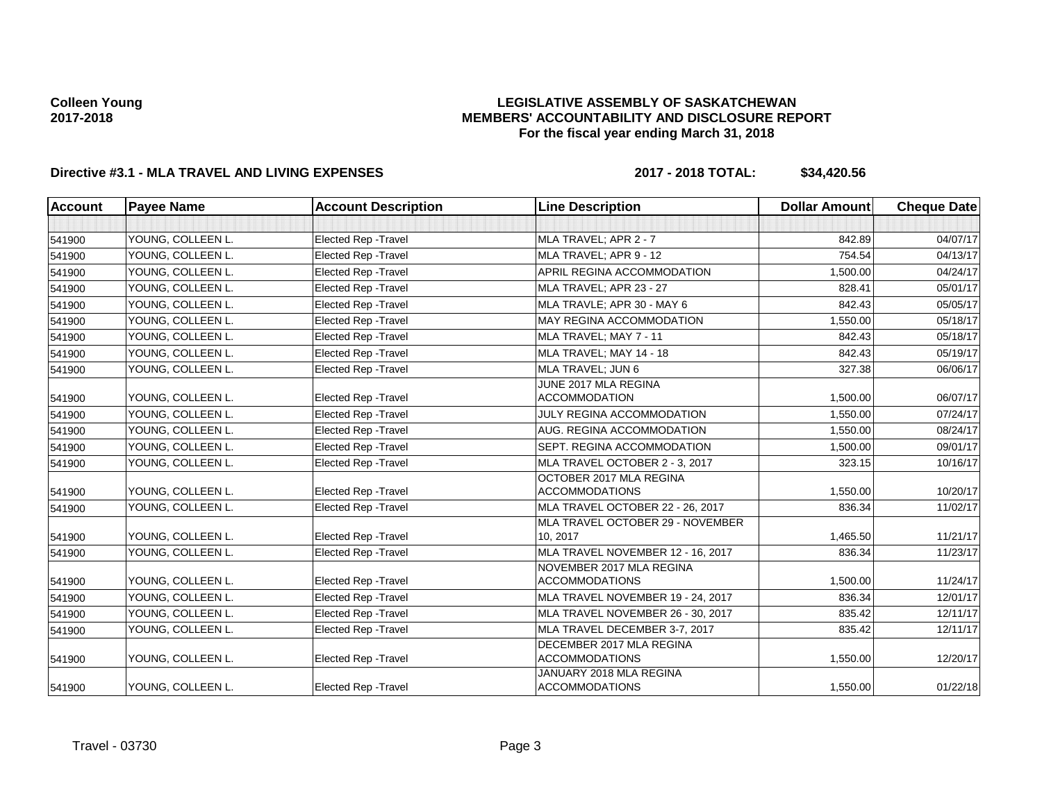**Colleen Young**
**2017-2018**

# LEGISLATIVE ASSEMBLY OF SASKATCHEWAN
## MEMBERS' ACCOUNTABILITY AND DISCLOSURE REPORT
### For the fiscal year ending March 31, 2018

**Directive #3.1 - MLA TRAVEL AND LIVING EXPENSES** **2017 - 2018 TOTAL: $34,420.56**

| Account | Payee Name | Account Description | Line Description | Dollar Amount | Cheque Date |
|---|---|---|---|---|---|
| | | | | | |
| 541900 | YOUNG, COLLEEN L. | Elected Rep -Travel | MLA TRAVEL; APR 2 - 7 | 842.89 | 04/07/17 |
| 541900 | YOUNG, COLLEEN L. | Elected Rep -Travel | MLA TRAVEL; APR 9 - 12 | 754.54 | 04/13/17 |
| 541900 | YOUNG, COLLEEN L. | Elected Rep -Travel | APRIL REGINA ACCOMMODATION | 1,500.00 | 04/24/17 |
| 541900 | YOUNG, COLLEEN L. | Elected Rep -Travel | MLA TRAVEL; APR 23 - 27 | 828.41 | 05/01/17 |
| 541900 | YOUNG, COLLEEN L. | Elected Rep -Travel | MLA TRAVLE; APR 30 - MAY 6 | 842.43 | 05/05/17 |
| 541900 | YOUNG, COLLEEN L. | Elected Rep -Travel | MAY REGINA ACCOMMODATION | 1,550.00 | 05/18/17 |
| 541900 | YOUNG, COLLEEN L. | Elected Rep -Travel | MLA TRAVEL; MAY 7 - 11 | 842.43 | 05/18/17 |
| 541900 | YOUNG, COLLEEN L. | Elected Rep -Travel | MLA TRAVEL; MAY 14 - 18 | 842.43 | 05/19/17 |
| 541900 | YOUNG, COLLEEN L. | Elected Rep -Travel | MLA TRAVEL; JUN 6 | 327.38 | 06/06/17 |
| 541900 | YOUNG, COLLEEN L. | Elected Rep -Travel | JUNE 2017 MLA REGINA ACCOMMODATION | 1,500.00 | 06/07/17 |
| 541900 | YOUNG, COLLEEN L. | Elected Rep -Travel | JULY REGINA ACCOMMODATION | 1,550.00 | 07/24/17 |
| 541900 | YOUNG, COLLEEN L. | Elected Rep -Travel | AUG. REGINA ACCOMMODATION | 1,550.00 | 08/24/17 |
| 541900 | YOUNG, COLLEEN L. | Elected Rep -Travel | SEPT. REGINA ACCOMMODATION | 1,500.00 | 09/01/17 |
| 541900 | YOUNG, COLLEEN L. | Elected Rep -Travel | MLA TRAVEL OCTOBER 2 - 3, 2017 | 323.15 | 10/16/17 |
| 541900 | YOUNG, COLLEEN L. | Elected Rep -Travel | OCTOBER 2017 MLA REGINA ACCOMMODATIONS | 1,550.00 | 10/20/17 |
| 541900 | YOUNG, COLLEEN L. | Elected Rep -Travel | MLA TRAVEL OCTOBER 22 - 26, 2017 | 836.34 | 11/02/17 |
| 541900 | YOUNG, COLLEEN L. | Elected Rep -Travel | MLA TRAVEL OCTOBER 29 - NOVEMBER 10, 2017 | 1,465.50 | 11/21/17 |
| 541900 | YOUNG, COLLEEN L. | Elected Rep -Travel | MLA TRAVEL NOVEMBER 12 - 16, 2017 | 836.34 | 11/23/17 |
| 541900 | YOUNG, COLLEEN L. | Elected Rep -Travel | NOVEMBER 2017 MLA REGINA ACCOMMODATIONS | 1,500.00 | 11/24/17 |
| 541900 | YOUNG, COLLEEN L. | Elected Rep -Travel | MLA TRAVEL NOVEMBER 19 - 24, 2017 | 836.34 | 12/01/17 |
| 541900 | YOUNG, COLLEEN L. | Elected Rep -Travel | MLA TRAVEL NOVEMBER 26 - 30, 2017 | 835.42 | 12/11/17 |
| 541900 | YOUNG, COLLEEN L. | Elected Rep -Travel | MLA TRAVEL DECEMBER 3-7, 2017 | 835.42 | 12/11/17 |
| 541900 | YOUNG, COLLEEN L. | Elected Rep -Travel | DECEMBER 2017 MLA REGINA ACCOMMODATIONS | 1,550.00 | 12/20/17 |
| 541900 | YOUNG, COLLEEN L. | Elected Rep -Travel | JANUARY 2018 MLA REGINA ACCOMMODATIONS | 1,550.00 | 01/22/18 |

Travel - 03730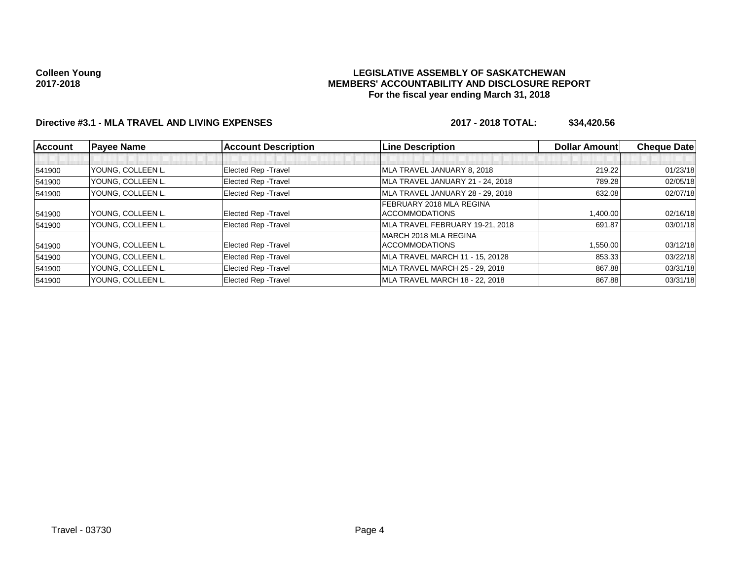**Colleen Young**
**2017-2018**

**LEGISLATIVE ASSEMBLY OF SASKATCHEWAN**
**MEMBERS' ACCOUNTABILITY AND DISCLOSURE REPORT**
**For the fiscal year ending March 31, 2018**

**Directive #3.1 - MLA TRAVEL AND LIVING EXPENSES** **2017 - 2018 TOTAL: $34,420.56**

| Account | Payee Name | Account Description | Line Description | Dollar Amount | Cheque Date |
|---|---|---|---|---|---|
| | | | | | |
| 541900 | YOUNG, COLLEEN L. | Elected Rep -Travel | MLA TRAVEL JANUARY 8, 2018 | 219.22 | 01/23/18 |
| 541900 | YOUNG, COLLEEN L. | Elected Rep -Travel | MLA TRAVEL JANUARY 21 - 24, 2018 | 789.28 | 02/05/18 |
| 541900 | YOUNG, COLLEEN L. | Elected Rep -Travel | MLA TRAVEL JANUARY 28 - 29, 2018 | 632.08 | 02/07/18 |
| 541900 | YOUNG, COLLEEN L. | Elected Rep -Travel | FEBRUARY 2018 MLA REGINA ACCOMMODATIONS | 1,400.00 | 02/16/18 |
| 541900 | YOUNG, COLLEEN L. | Elected Rep -Travel | MLA TRAVEL FEBRUARY 19-21, 2018 | 691.87 | 03/01/18 |
| 541900 | YOUNG, COLLEEN L. | Elected Rep -Travel | MARCH 2018 MLA REGINA ACCOMMODATIONS | 1,550.00 | 03/12/18 |
| 541900 | YOUNG, COLLEEN L. | Elected Rep -Travel | MLA TRAVEL MARCH 11 - 15, 20128 | 853.33 | 03/22/18 |
| 541900 | YOUNG, COLLEEN L. | Elected Rep -Travel | MLA TRAVEL MARCH 25 - 29, 2018 | 867.88 | 03/31/18 |
| 541900 | YOUNG, COLLEEN L. | Elected Rep -Travel | MLA TRAVEL MARCH 18 - 22, 2018 | 867.88 | 03/31/18 |

Travel - 03730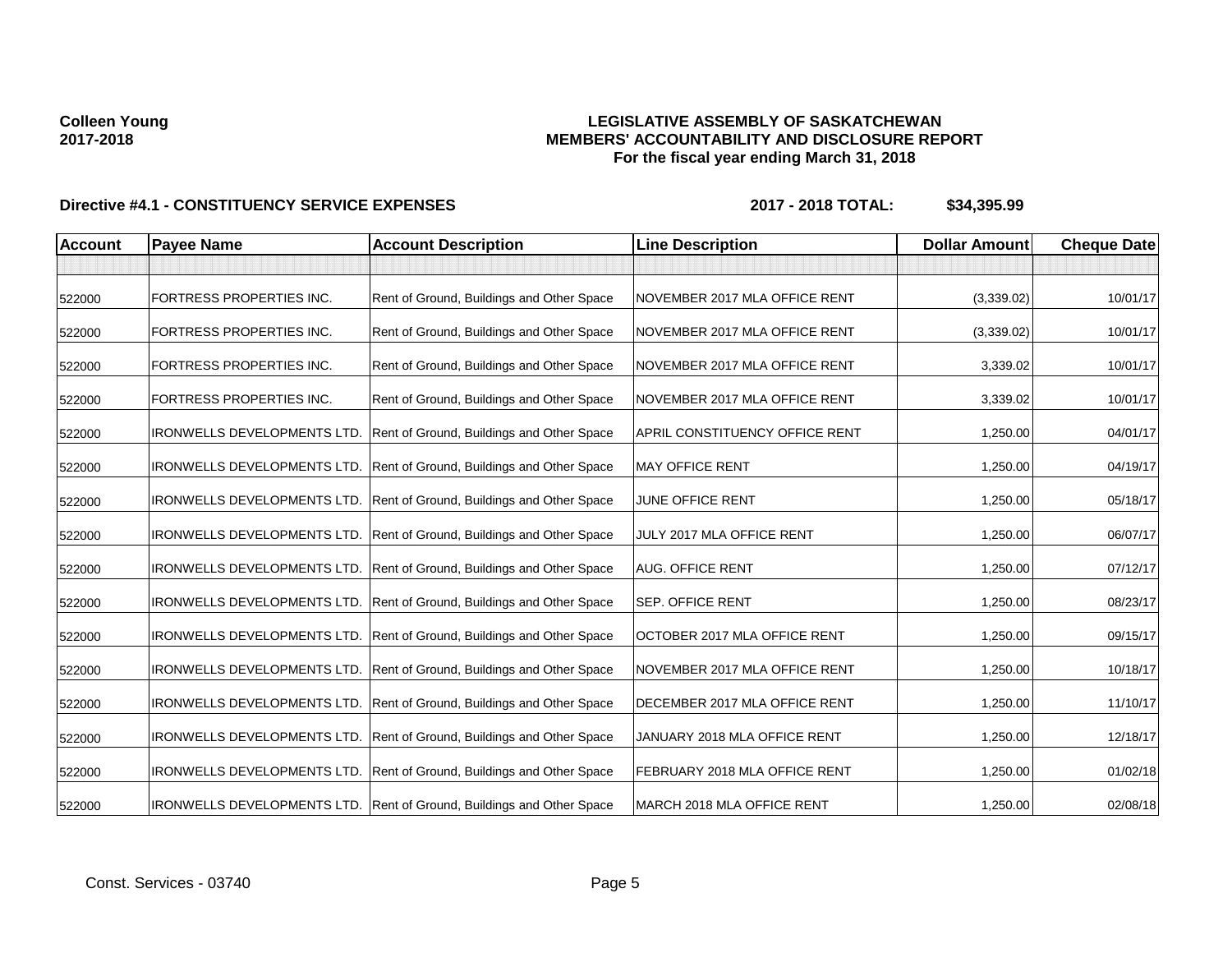**Colleen Young**
**2017-2018**

**LEGISLATIVE ASSEMBLY OF SASKATCHEWAN**
**MEMBERS' ACCOUNTABILITY AND DISCLOSURE REPORT**
**For the fiscal year ending March 31, 2018**

**Directive #4.1 - CONSTITUENCY SERVICE EXPENSES** **2017 - 2018 TOTAL: $34,395.99**

| Account | Payee Name | Account Description | Line Description | Dollar Amount | Cheque Date |
|---|---|---|---|---|---|
| | | | | | |
| 522000 | FORTRESS PROPERTIES INC. | Rent of Ground, Buildings and Other Space | NOVEMBER 2017 MLA OFFICE RENT | (3,339.02) | 10/01/17 |
| 522000 | FORTRESS PROPERTIES INC. | Rent of Ground, Buildings and Other Space | NOVEMBER 2017 MLA OFFICE RENT | (3,339.02) | 10/01/17 |
| 522000 | FORTRESS PROPERTIES INC. | Rent of Ground, Buildings and Other Space | NOVEMBER 2017 MLA OFFICE RENT | 3,339.02 | 10/01/17 |
| 522000 | FORTRESS PROPERTIES INC. | Rent of Ground, Buildings and Other Space | NOVEMBER 2017 MLA OFFICE RENT | 3,339.02 | 10/01/17 |
| 522000 | IRONWELLS DEVELOPMENTS LTD. | Rent of Ground, Buildings and Other Space | APRIL CONSTITUENCY OFFICE RENT | 1,250.00 | 04/01/17 |
| 522000 | IRONWELLS DEVELOPMENTS LTD. | Rent of Ground, Buildings and Other Space | MAY OFFICE RENT | 1,250.00 | 04/19/17 |
| 522000 | IRONWELLS DEVELOPMENTS LTD. | Rent of Ground, Buildings and Other Space | JUNE OFFICE RENT | 1,250.00 | 05/18/17 |
| 522000 | IRONWELLS DEVELOPMENTS LTD. | Rent of Ground, Buildings and Other Space | JULY 2017 MLA OFFICE RENT | 1,250.00 | 06/07/17 |
| 522000 | IRONWELLS DEVELOPMENTS LTD. | Rent of Ground, Buildings and Other Space | AUG. OFFICE RENT | 1,250.00 | 07/12/17 |
| 522000 | IRONWELLS DEVELOPMENTS LTD. | Rent of Ground, Buildings and Other Space | SEP. OFFICE RENT | 1,250.00 | 08/23/17 |
| 522000 | IRONWELLS DEVELOPMENTS LTD. | Rent of Ground, Buildings and Other Space | OCTOBER 2017 MLA OFFICE RENT | 1,250.00 | 09/15/17 |
| 522000 | IRONWELLS DEVELOPMENTS LTD. | Rent of Ground, Buildings and Other Space | NOVEMBER 2017 MLA OFFICE RENT | 1,250.00 | 10/18/17 |
| 522000 | IRONWELLS DEVELOPMENTS LTD. | Rent of Ground, Buildings and Other Space | DECEMBER 2017 MLA OFFICE RENT | 1,250.00 | 11/10/17 |
| 522000 | IRONWELLS DEVELOPMENTS LTD. | Rent of Ground, Buildings and Other Space | JANUARY 2018 MLA OFFICE RENT | 1,250.00 | 12/18/17 |
| 522000 | IRONWELLS DEVELOPMENTS LTD. | Rent of Ground, Buildings and Other Space | FEBRUARY 2018 MLA OFFICE RENT | 1,250.00 | 01/02/18 |
| 522000 | IRONWELLS DEVELOPMENTS LTD. | Rent of Ground, Buildings and Other Space | MARCH 2018 MLA OFFICE RENT | 1,250.00 | 02/08/18 |

Const. Services - 03740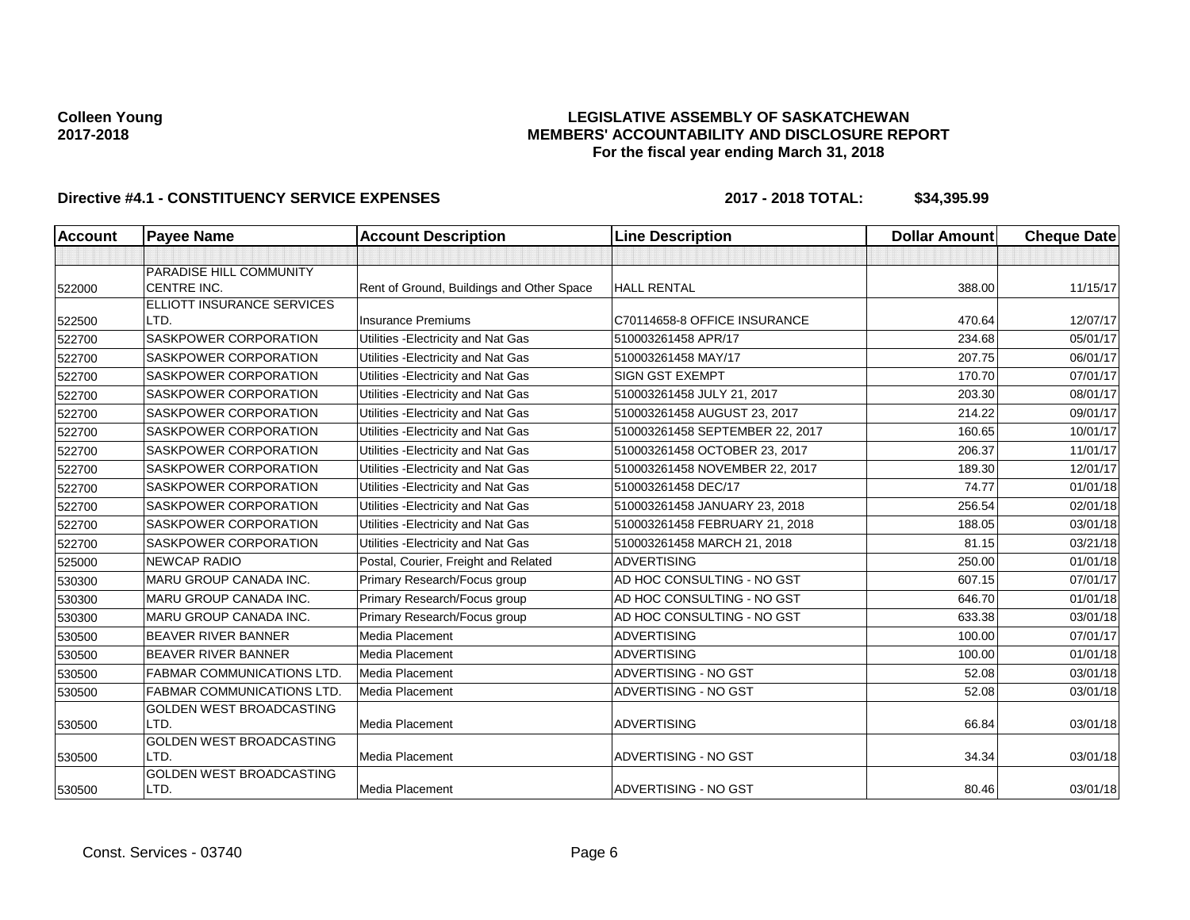**Colleen Young**
**2017-2018**

**LEGISLATIVE ASSEMBLY OF SASKATCHEWAN**
**MEMBERS' ACCOUNTABILITY AND DISCLOSURE REPORT**
**For the fiscal year ending March 31, 2018**

**Directive #4.1 - CONSTITUENCY SERVICE EXPENSES** **2017 - 2018 TOTAL: $34,395.99**

| Account | Payee Name | Account Description | Line Description | Dollar Amount | Cheque Date |
|---|---|---|---|---|---|
| | | | | | |
| 522000 | PARADISE HILL COMMUNITY CENTRE INC. | Rent of Ground, Buildings and Other Space | HALL RENTAL | 388.00 | 11/15/17 |
| 522500 | ELLIOTT INSURANCE SERVICES LTD. | Insurance Premiums | C70114658-8 OFFICE INSURANCE | 470.64 | 12/07/17 |
| 522700 | SASKPOWER CORPORATION | Utilities -Electricity and Nat Gas | 510003261458 APR/17 | 234.68 | 05/01/17 |
| 522700 | SASKPOWER CORPORATION | Utilities -Electricity and Nat Gas | 510003261458 MAY/17 | 207.75 | 06/01/17 |
| 522700 | SASKPOWER CORPORATION | Utilities -Electricity and Nat Gas | SIGN GST EXEMPT | 170.70 | 07/01/17 |
| 522700 | SASKPOWER CORPORATION | Utilities -Electricity and Nat Gas | 510003261458 JULY 21, 2017 | 203.30 | 08/01/17 |
| 522700 | SASKPOWER CORPORATION | Utilities -Electricity and Nat Gas | 510003261458 AUGUST 23, 2017 | 214.22 | 09/01/17 |
| 522700 | SASKPOWER CORPORATION | Utilities -Electricity and Nat Gas | 510003261458 SEPTEMBER 22, 2017 | 160.65 | 10/01/17 |
| 522700 | SASKPOWER CORPORATION | Utilities -Electricity and Nat Gas | 510003261458 OCTOBER 23, 2017 | 206.37 | 11/01/17 |
| 522700 | SASKPOWER CORPORATION | Utilities -Electricity and Nat Gas | 510003261458 NOVEMBER 22, 2017 | 189.30 | 12/01/17 |
| 522700 | SASKPOWER CORPORATION | Utilities -Electricity and Nat Gas | 510003261458 DEC/17 | 74.77 | 01/01/18 |
| 522700 | SASKPOWER CORPORATION | Utilities -Electricity and Nat Gas | 510003261458 JANUARY 23, 2018 | 256.54 | 02/01/18 |
| 522700 | SASKPOWER CORPORATION | Utilities -Electricity and Nat Gas | 510003261458 FEBRUARY 21, 2018 | 188.05 | 03/01/18 |
| 522700 | SASKPOWER CORPORATION | Utilities -Electricity and Nat Gas | 510003261458 MARCH 21, 2018 | 81.15 | 03/21/18 |
| 525000 | NEWCAP RADIO | Postal, Courier, Freight and Related | ADVERTISING | 250.00 | 01/01/18 |
| 530300 | MARU GROUP CANADA INC. | Primary Research/Focus group | AD HOC CONSULTING - NO GST | 607.15 | 07/01/17 |
| 530300 | MARU GROUP CANADA INC. | Primary Research/Focus group | AD HOC CONSULTING - NO GST | 646.70 | 01/01/18 |
| 530300 | MARU GROUP CANADA INC. | Primary Research/Focus group | AD HOC CONSULTING - NO GST | 633.38 | 03/01/18 |
| 530500 | BEAVER RIVER BANNER | Media Placement | ADVERTISING | 100.00 | 07/01/17 |
| 530500 | BEAVER RIVER BANNER | Media Placement | ADVERTISING | 100.00 | 01/01/18 |
| 530500 | FABMAR COMMUNICATIONS LTD. | Media Placement | ADVERTISING - NO GST | 52.08 | 03/01/18 |
| 530500 | FABMAR COMMUNICATIONS LTD. | Media Placement | ADVERTISING - NO GST | 52.08 | 03/01/18 |
| 530500 | GOLDEN WEST BROADCASTING LTD. | Media Placement | ADVERTISING | 66.84 | 03/01/18 |
| 530500 | GOLDEN WEST BROADCASTING LTD. | Media Placement | ADVERTISING - NO GST | 34.34 | 03/01/18 |
| 530500 | GOLDEN WEST BROADCASTING LTD. | Media Placement | ADVERTISING - NO GST | 80.46 | 03/01/18 |

Const. Services - 03740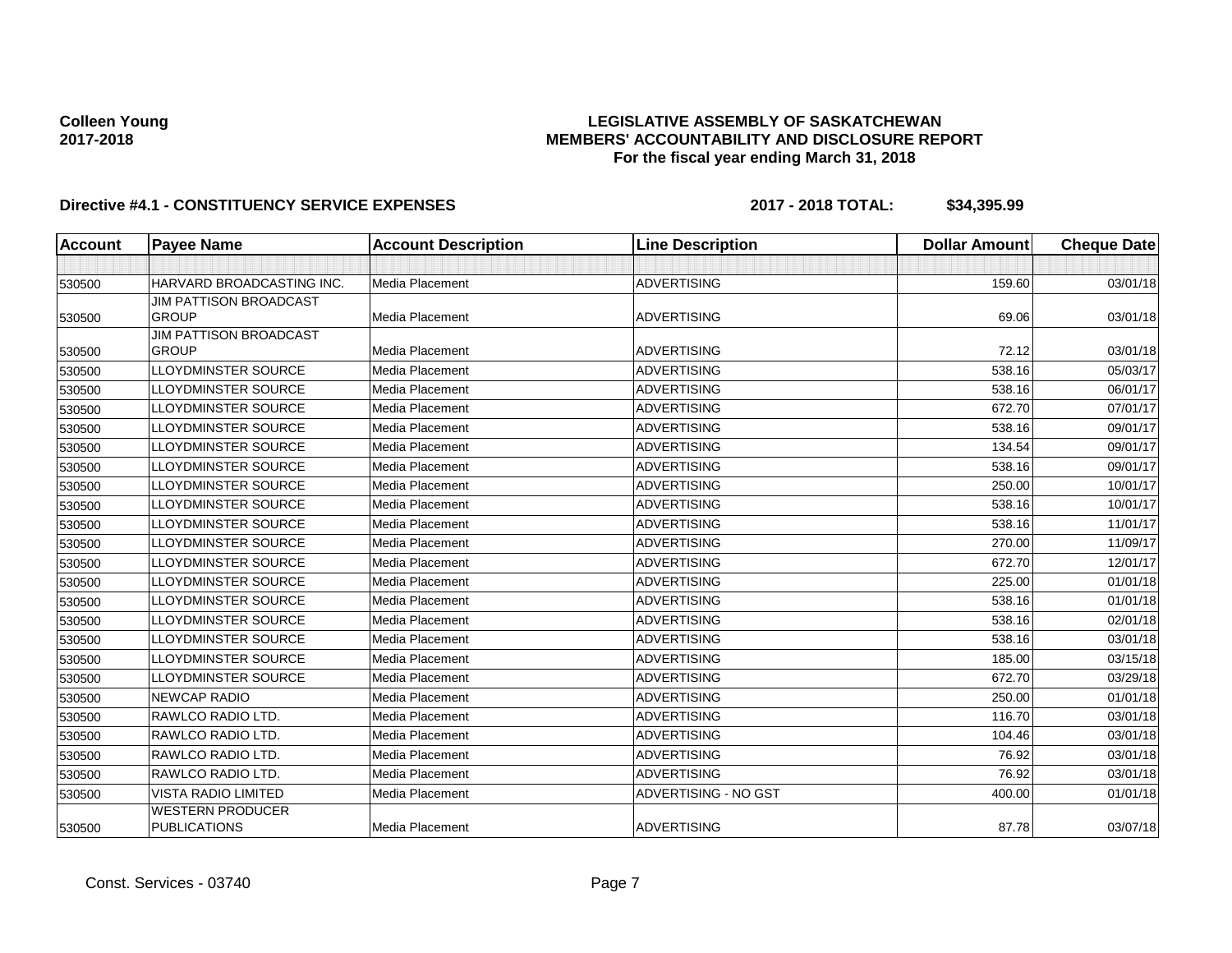**Colleen Young**
**2017-2018**

**LEGISLATIVE ASSEMBLY OF SASKATCHEWAN**
**MEMBERS' ACCOUNTABILITY AND DISCLOSURE REPORT**
**For the fiscal year ending March 31, 2018**

**Directive #4.1 - CONSTITUENCY SERVICE EXPENSES** **2017 - 2018 TOTAL: $34,395.99**

| Account | Payee Name | Account Description | Line Description | Dollar Amount | Cheque Date |
|---|---|---|---|---|---|
| | | | | | |
| 530500 | HARVARD BROADCASTING INC. | Media Placement | ADVERTISING | 159.60 | 03/01/18 |
| 530500 | JIM PATTISON BROADCAST GROUP | Media Placement | ADVERTISING | 69.06 | 03/01/18 |
| 530500 | JIM PATTISON BROADCAST GROUP | Media Placement | ADVERTISING | 72.12 | 03/01/18 |
| 530500 | LLOYDMINSTER SOURCE | Media Placement | ADVERTISING | 538.16 | 05/03/17 |
| 530500 | LLOYDMINSTER SOURCE | Media Placement | ADVERTISING | 538.16 | 06/01/17 |
| 530500 | LLOYDMINSTER SOURCE | Media Placement | ADVERTISING | 672.70 | 07/01/17 |
| 530500 | LLOYDMINSTER SOURCE | Media Placement | ADVERTISING | 538.16 | 09/01/17 |
| 530500 | LLOYDMINSTER SOURCE | Media Placement | ADVERTISING | 134.54 | 09/01/17 |
| 530500 | LLOYDMINSTER SOURCE | Media Placement | ADVERTISING | 538.16 | 09/01/17 |
| 530500 | LLOYDMINSTER SOURCE | Media Placement | ADVERTISING | 250.00 | 10/01/17 |
| 530500 | LLOYDMINSTER SOURCE | Media Placement | ADVERTISING | 538.16 | 10/01/17 |
| 530500 | LLOYDMINSTER SOURCE | Media Placement | ADVERTISING | 538.16 | 11/01/17 |
| 530500 | LLOYDMINSTER SOURCE | Media Placement | ADVERTISING | 270.00 | 11/09/17 |
| 530500 | LLOYDMINSTER SOURCE | Media Placement | ADVERTISING | 672.70 | 12/01/17 |
| 530500 | LLOYDMINSTER SOURCE | Media Placement | ADVERTISING | 225.00 | 01/01/18 |
| 530500 | LLOYDMINSTER SOURCE | Media Placement | ADVERTISING | 538.16 | 01/01/18 |
| 530500 | LLOYDMINSTER SOURCE | Media Placement | ADVERTISING | 538.16 | 02/01/18 |
| 530500 | LLOYDMINSTER SOURCE | Media Placement | ADVERTISING | 538.16 | 03/01/18 |
| 530500 | LLOYDMINSTER SOURCE | Media Placement | ADVERTISING | 185.00 | 03/15/18 |
| 530500 | LLOYDMINSTER SOURCE | Media Placement | ADVERTISING | 672.70 | 03/29/18 |
| 530500 | NEWCAP RADIO | Media Placement | ADVERTISING | 250.00 | 01/01/18 |
| 530500 | RAWLCO RADIO LTD. | Media Placement | ADVERTISING | 116.70 | 03/01/18 |
| 530500 | RAWLCO RADIO LTD. | Media Placement | ADVERTISING | 104.46 | 03/01/18 |
| 530500 | RAWLCO RADIO LTD. | Media Placement | ADVERTISING | 76.92 | 03/01/18 |
| 530500 | RAWLCO RADIO LTD. | Media Placement | ADVERTISING | 76.92 | 03/01/18 |
| 530500 | VISTA RADIO LIMITED | Media Placement | ADVERTISING - NO GST | 400.00 | 01/01/18 |
| 530500 | WESTERN PRODUCER PUBLICATIONS | Media Placement | ADVERTISING | 87.78 | 03/07/18 |

Const. Services - 03740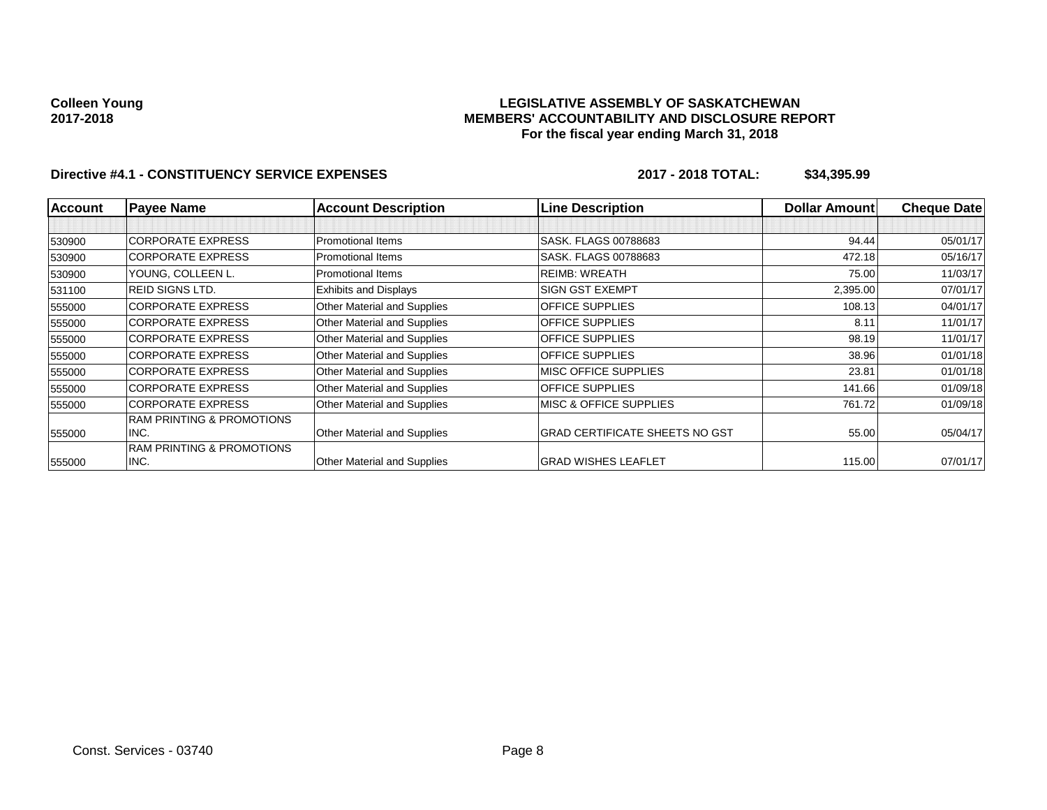**Colleen Young**
**2017-2018**

**LEGISLATIVE ASSEMBLY OF SASKATCHEWAN**
**MEMBERS' ACCOUNTABILITY AND DISCLOSURE REPORT**
**For the fiscal year ending March 31, 2018**

**Directive #4.1 - CONSTITUENCY SERVICE EXPENSES** **2017 - 2018 TOTAL: $34,395.99**

| Account | Payee Name | Account Description | Line Description | Dollar Amount | Cheque Date |
|---|---|---|---|---|---|
| | | | | | |
| 530900 | CORPORATE EXPRESS | Promotional Items | SASK. FLAGS 00788683 | 94.44 | 05/01/17 |
| 530900 | CORPORATE EXPRESS | Promotional Items | SASK. FLAGS 00788683 | 472.18 | 05/16/17 |
| 530900 | YOUNG, COLLEEN L. | Promotional Items | REIMB: WREATH | 75.00 | 11/03/17 |
| 531100 | REID SIGNS LTD. | Exhibits and Displays | SIGN GST EXEMPT | 2,395.00 | 07/01/17 |
| 555000 | CORPORATE EXPRESS | Other Material and Supplies | OFFICE SUPPLIES | 108.13 | 04/01/17 |
| 555000 | CORPORATE EXPRESS | Other Material and Supplies | OFFICE SUPPLIES | 8.11 | 11/01/17 |
| 555000 | CORPORATE EXPRESS | Other Material and Supplies | OFFICE SUPPLIES | 98.19 | 11/01/17 |
| 555000 | CORPORATE EXPRESS | Other Material and Supplies | OFFICE SUPPLIES | 38.96 | 01/01/18 |
| 555000 | CORPORATE EXPRESS | Other Material and Supplies | MISC OFFICE SUPPLIES | 23.81 | 01/01/18 |
| 555000 | CORPORATE EXPRESS | Other Material and Supplies | OFFICE SUPPLIES | 141.66 | 01/09/18 |
| 555000 | CORPORATE EXPRESS | Other Material and Supplies | MISC & OFFICE SUPPLIES | 761.72 | 01/09/18 |
| 555000 | RAM PRINTING & PROMOTIONS INC. | Other Material and Supplies | GRAD CERTIFICATE SHEETS NO GST | 55.00 | 05/04/17 |
| 555000 | RAM PRINTING & PROMOTIONS INC. | Other Material and Supplies | GRAD WISHES LEAFLET | 115.00 | 07/01/17 |

Const. Services - 03740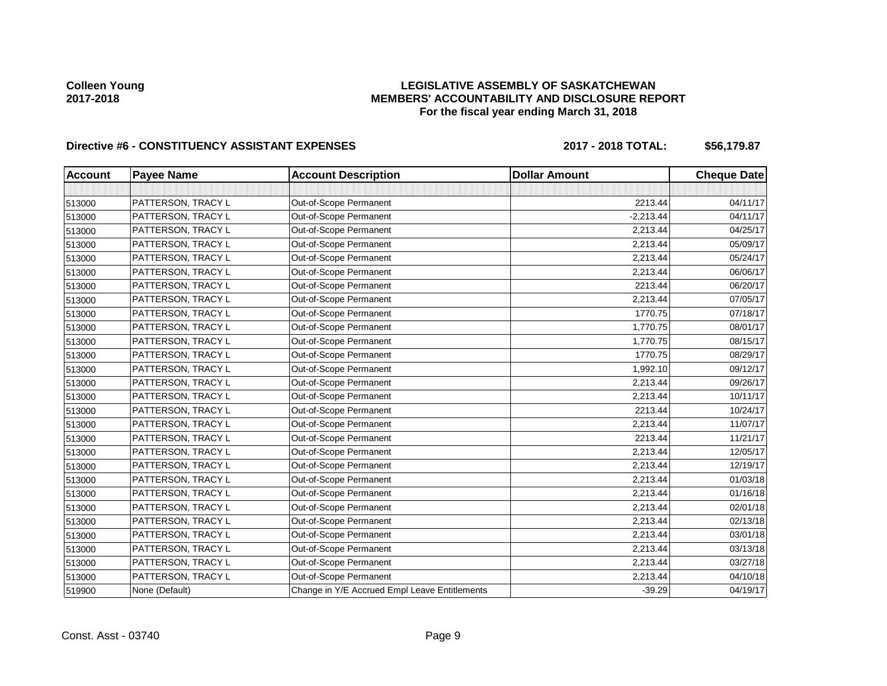Colleen Young
2017-2018

**LEGISLATIVE ASSEMBLY OF SASKATCHEWAN**
**MEMBERS' ACCOUNTABILITY AND DISCLOSURE REPORT**
**For the fiscal year ending March 31, 2018**

**Directive #6 - CONSTITUENCY ASSISTANT EXPENSES** **2017 - 2018 TOTAL: $56,179.87**

| Account | Payee Name | Account Description | Dollar Amount | Cheque Date |
|---|---|---|---|---|
| | | | | |
| 513000 | PATTERSON, TRACY L | Out-of-Scope Permanent | 2213.44 | 04/11/17 |
| 513000 | PATTERSON, TRACY L | Out-of-Scope Permanent | -2,213.44 | 04/11/17 |
| 513000 | PATTERSON, TRACY L | Out-of-Scope Permanent | 2,213.44 | 04/25/17 |
| 513000 | PATTERSON, TRACY L | Out-of-Scope Permanent | 2,213.44 | 05/09/17 |
| 513000 | PATTERSON, TRACY L | Out-of-Scope Permanent | 2,213.44 | 05/24/17 |
| 513000 | PATTERSON, TRACY L | Out-of-Scope Permanent | 2,213.44 | 06/06/17 |
| 513000 | PATTERSON, TRACY L | Out-of-Scope Permanent | 2213.44 | 06/20/17 |
| 513000 | PATTERSON, TRACY L | Out-of-Scope Permanent | 2,213.44 | 07/05/17 |
| 513000 | PATTERSON, TRACY L | Out-of-Scope Permanent | 1770.75 | 07/18/17 |
| 513000 | PATTERSON, TRACY L | Out-of-Scope Permanent | 1,770.75 | 08/01/17 |
| 513000 | PATTERSON, TRACY L | Out-of-Scope Permanent | 1,770.75 | 08/15/17 |
| 513000 | PATTERSON, TRACY L | Out-of-Scope Permanent | 1770.75 | 08/29/17 |
| 513000 | PATTERSON, TRACY L | Out-of-Scope Permanent | 1,992.10 | 09/12/17 |
| 513000 | PATTERSON, TRACY L | Out-of-Scope Permanent | 2,213.44 | 09/26/17 |
| 513000 | PATTERSON, TRACY L | Out-of-Scope Permanent | 2,213.44 | 10/11/17 |
| 513000 | PATTERSON, TRACY L | Out-of-Scope Permanent | 2213.44 | 10/24/17 |
| 513000 | PATTERSON, TRACY L | Out-of-Scope Permanent | 2,213.44 | 11/07/17 |
| 513000 | PATTERSON, TRACY L | Out-of-Scope Permanent | 2213.44 | 11/21/17 |
| 513000 | PATTERSON, TRACY L | Out-of-Scope Permanent | 2,213.44 | 12/05/17 |
| 513000 | PATTERSON, TRACY L | Out-of-Scope Permanent | 2,213.44 | 12/19/17 |
| 513000 | PATTERSON, TRACY L | Out-of-Scope Permanent | 2,213.44 | 01/03/18 |
| 513000 | PATTERSON, TRACY L | Out-of-Scope Permanent | 2,213.44 | 01/16/18 |
| 513000 | PATTERSON, TRACY L | Out-of-Scope Permanent | 2,213.44 | 02/01/18 |
| 513000 | PATTERSON, TRACY L | Out-of-Scope Permanent | 2,213.44 | 02/13/18 |
| 513000 | PATTERSON, TRACY L | Out-of-Scope Permanent | 2,213.44 | 03/01/18 |
| 513000 | PATTERSON, TRACY L | Out-of-Scope Permanent | 2,213.44 | 03/13/18 |
| 513000 | PATTERSON, TRACY L | Out-of-Scope Permanent | 2,213.44 | 03/27/18 |
| 513000 | PATTERSON, TRACY L | Out-of-Scope Permanent | 2,213.44 | 04/10/18 |
| 519900 | None (Default) | Change in Y/E Accrued Empl Leave Entitlements | -39.29 | 04/19/17 |

Const. Asst - 03740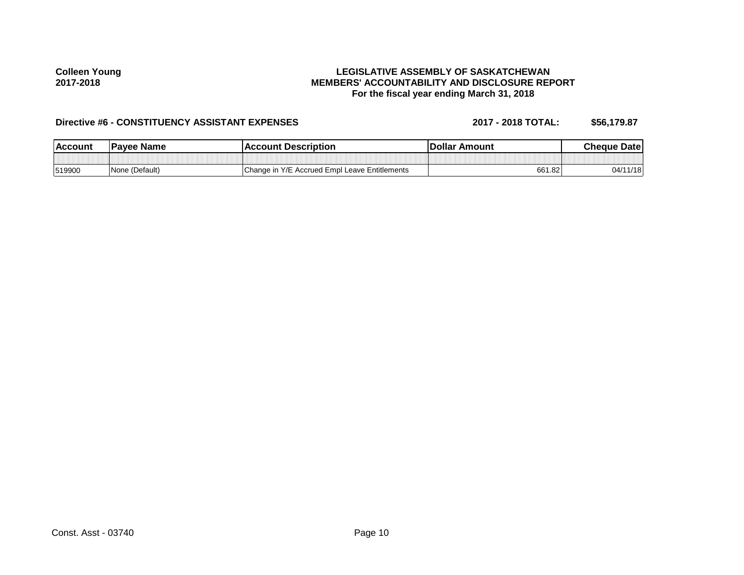**Colleen Young**
**2017-2018**

**LEGISLATIVE ASSEMBLY OF SASKATCHEWAN**
**MEMBERS' ACCOUNTABILITY AND DISCLOSURE REPORT**
**For the fiscal year ending March 31, 2018**

**Directive #6 - CONSTITUENCY ASSISTANT EXPENSES** **2017 - 2018 TOTAL: $56,179.87**

| Account | Payee Name | Account Description | Dollar Amount | Cheque Date |
|---|---|---|---|---|
| | | | | |
| 519900 | None (Default) | Change in Y/E Accrued Empl Leave Entitlements | 661.82 | 04/11/18 |

Const. Asst - 03740